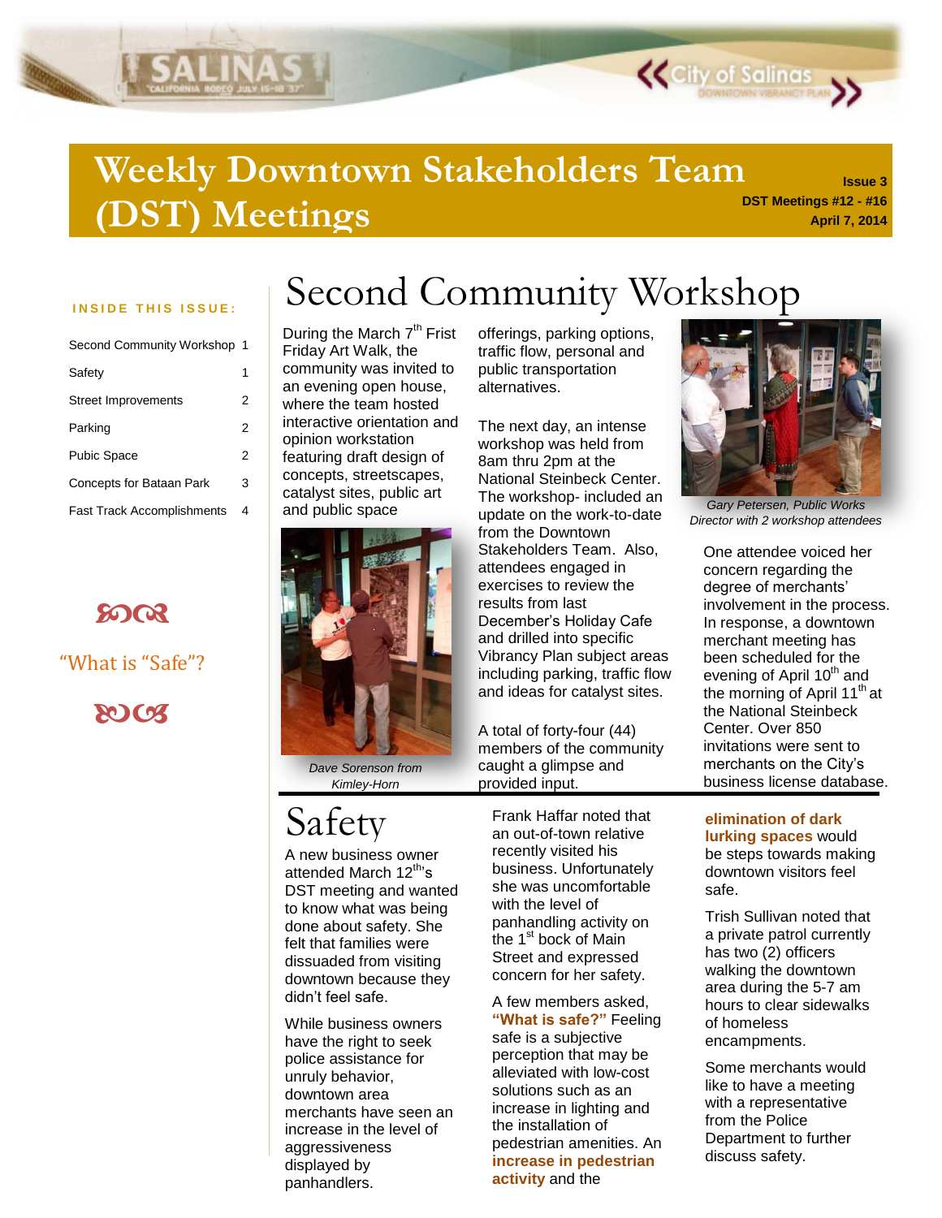# Weekly Downtown Stakeholders Team (DST) Meetings

**Issue 3**
**DST Meetings #12 - #16**
**April 7, 2014**

**INSIDE THIS ISSUE:**

| | |
|---|---|
| Second Community Workshop | 1 |
| Safety | 1 |
| Street Improvements | 2 |
| Parking | 2 |
| Pubic Space | 2 |
| Concepts for Bataan Park | 3 |
| Fast Track Accomplishments | 4 |

"What is "Safe"?

# Second Community Workshop

During the March 7th Frist Friday Art Walk, the community was invited to an evening open house, where the team hosted interactive orientation and opinion workstation featuring draft design of concepts, streetscapes, catalyst sites, public art and public space offerings, parking options, traffic flow, personal and public transportation alternatives.

*Dave Sorenson from Kimley-Horn*

The next day, an intense workshop was held from 8am thru 2pm at the National Steinbeck Center. The workshop- included an update on the work-to-date from the Downtown Stakeholders Team. Also, attendees engaged in exercises to review the results from last December's Holiday Cafe and drilled into specific Vibrancy Plan subject areas including parking, traffic flow and ideas for catalyst sites.

A total of forty-four (44) members of the community caught a glimpse and provided input.

*Gary Petersen, Public Works Director with 2 workshop attendees*

One attendee voiced her concern regarding the degree of merchants' involvement in the process. In response, a downtown merchant meeting has been scheduled for the evening of April 10th and the morning of April 11th at the National Steinbeck Center. Over 850 invitations were sent to merchants on the City's business license database.

# Safety

A new business owner attended March 12th's DST meeting and wanted to know what was being done about safety. She felt that families were dissuaded from visiting downtown because they didn't feel safe.

While business owners have the right to seek police assistance for unruly behavior, downtown area merchants have seen an increase in the level of aggressiveness displayed by panhandlers.

Frank Haffar noted that an out-of-town relative recently visited his business. Unfortunately she was uncomfortable with the level of panhandling activity on the 1st bock of Main Street and expressed concern for her safety.

A few members asked, **"What is safe?"** Feeling safe is a subjective perception that may be alleviated with low-cost solutions such as an increase in lighting and the installation of pedestrian amenities. An **increase in pedestrian activity** and the **elimination of dark lurking spaces** would be steps towards making downtown visitors feel safe.

Trish Sullivan noted that a private patrol currently has two (2) officers walking the downtown area during the 5-7 am hours to clear sidewalks of homeless encampments.

Some merchants would like to have a meeting with a representative from the Police Department to further discuss safety.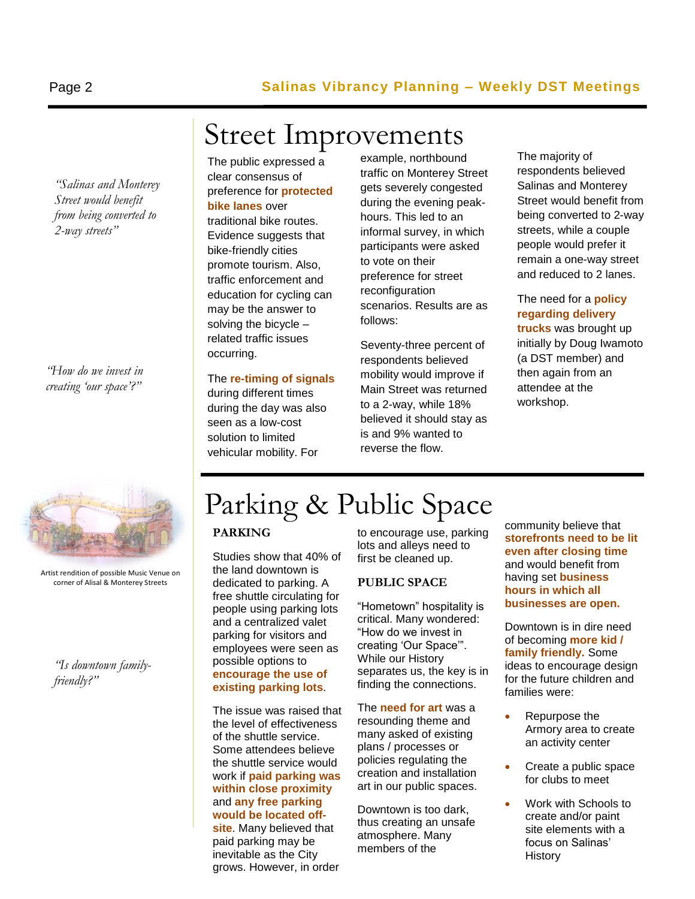*"Salinas and Monterey Street would benefit from being converted to 2-way streets"*

*"How do we invest in creating 'our space'?"*

Artist rendition of possible Music Venue on corner of Alisal & Monterey Streets

*"Is downtown family-friendly?"*

# Street Improvements

The public expressed a clear consensus of preference for **protected bike lanes** over traditional bike routes. Evidence suggests that bike-friendly cities promote tourism. Also, traffic enforcement and education for cycling can may be the answer to solving the bicycle – related traffic issues occurring.

The **re-timing of signals** during different times during the day was also seen as a low-cost solution to limited vehicular mobility. For example, northbound traffic on Monterey Street gets severely congested during the evening peak-hours. This led to an informal survey, in which participants were asked to vote on their preference for street reconfiguration scenarios. Results are as follows:

Seventy-three percent of respondents believed mobility would improve if Main Street was returned to a 2-way, while 18% believed it should stay as is and 9% wanted to reverse the flow.

The majority of respondents believed Salinas and Monterey Street would benefit from being converted to 2-way streets, while a couple people would prefer it remain a one-way street and reduced to 2 lanes.

The need for a **policy regarding delivery trucks** was brought up initially by Doug Iwamoto (a DST member) and then again from an attendee at the workshop.

# Parking & Public Space

### PARKING

Studies show that 40% of the land downtown is dedicated to parking. A free shuttle circulating for people using parking lots and a centralized valet parking for visitors and employees were seen as possible options to **encourage the use of existing parking lots**.

The issue was raised that the level of effectiveness of the shuttle service. Some attendees believe the shuttle service would work if **paid parking was within close proximity** and **any free parking would be located off-site**. Many believed that paid parking may be inevitable as the City grows. However, in order to encourage use, parking lots and alleys need to first be cleaned up.

### PUBLIC SPACE

"Hometown" hospitality is critical. Many wondered: "How do we invest in creating 'Our Space'". While our History separates us, the key is in finding the connections.

The **need for art** was a resounding theme and many asked of existing plans / processes or policies regulating the creation and installation art in our public spaces.

Downtown is too dark, thus creating an unsafe atmosphere. Many members of the community believe that **storefronts need to be lit even after closing time** and would benefit from having set **business hours in which all businesses are open.**

Downtown is in dire need of becoming **more kid / family friendly.** Some ideas to encourage design for the future children and families were:

- Repurpose the Armory area to create an activity center
- Create a public space for clubs to meet
- Work with Schools to create and/or paint site elements with a focus on Salinas' History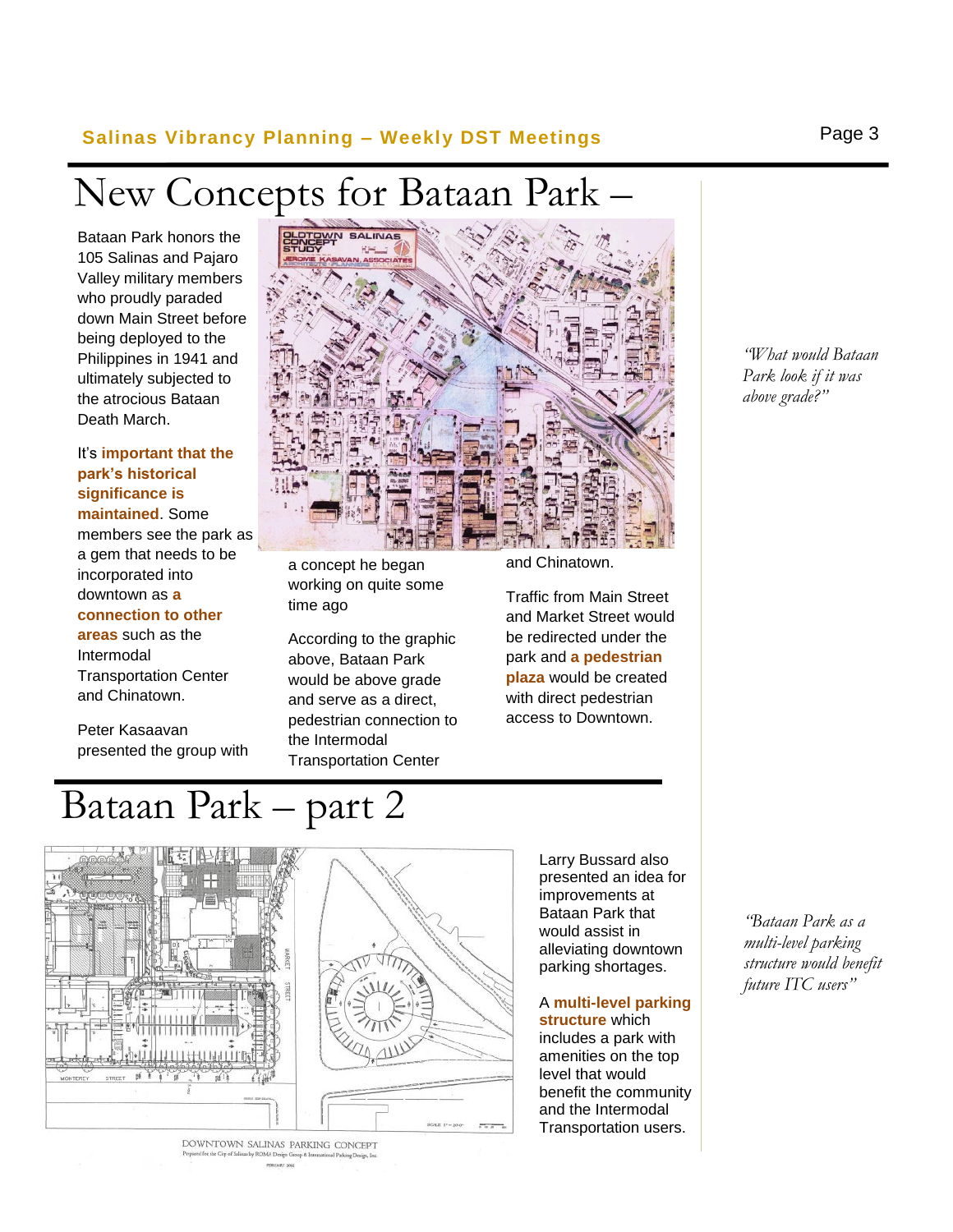# New Concepts for Bataan Park –

Bataan Park honors the 105 Salinas and Pajaro Valley military members who proudly paraded down Main Street before being deployed to the Philippines in 1941 and ultimately subjected to the atrocious Bataan Death March.

It's **important that the park's historical significance is maintained**. Some members see the park as a gem that needs to be incorporated into downtown as **a connection to other areas** such as the Intermodal Transportation Center and Chinatown.

Peter Kasaavan presented the group with a concept he began working on quite some time ago

According to the graphic above, Bataan Park would be above grade and serve as a direct, pedestrian connection to the Intermodal Transportation Center and Chinatown.

Traffic from Main Street and Market Street would be redirected under the park and **a pedestrian plaza** would be created with direct pedestrian access to Downtown.

*"What would Bataan Park look if it was above grade?"*

# Bataan Park – part 2

DOWNTOWN SALINAS PARKING CONCEPT

Larry Bussard also presented an idea for improvements at Bataan Park that would assist in alleviating downtown parking shortages.

A **multi-level parking structure** which includes a park with amenities on the top level that would benefit the community and the Intermodal Transportation users.

*"Bataan Park as a multi-level parking structure would benefit future ITC users"*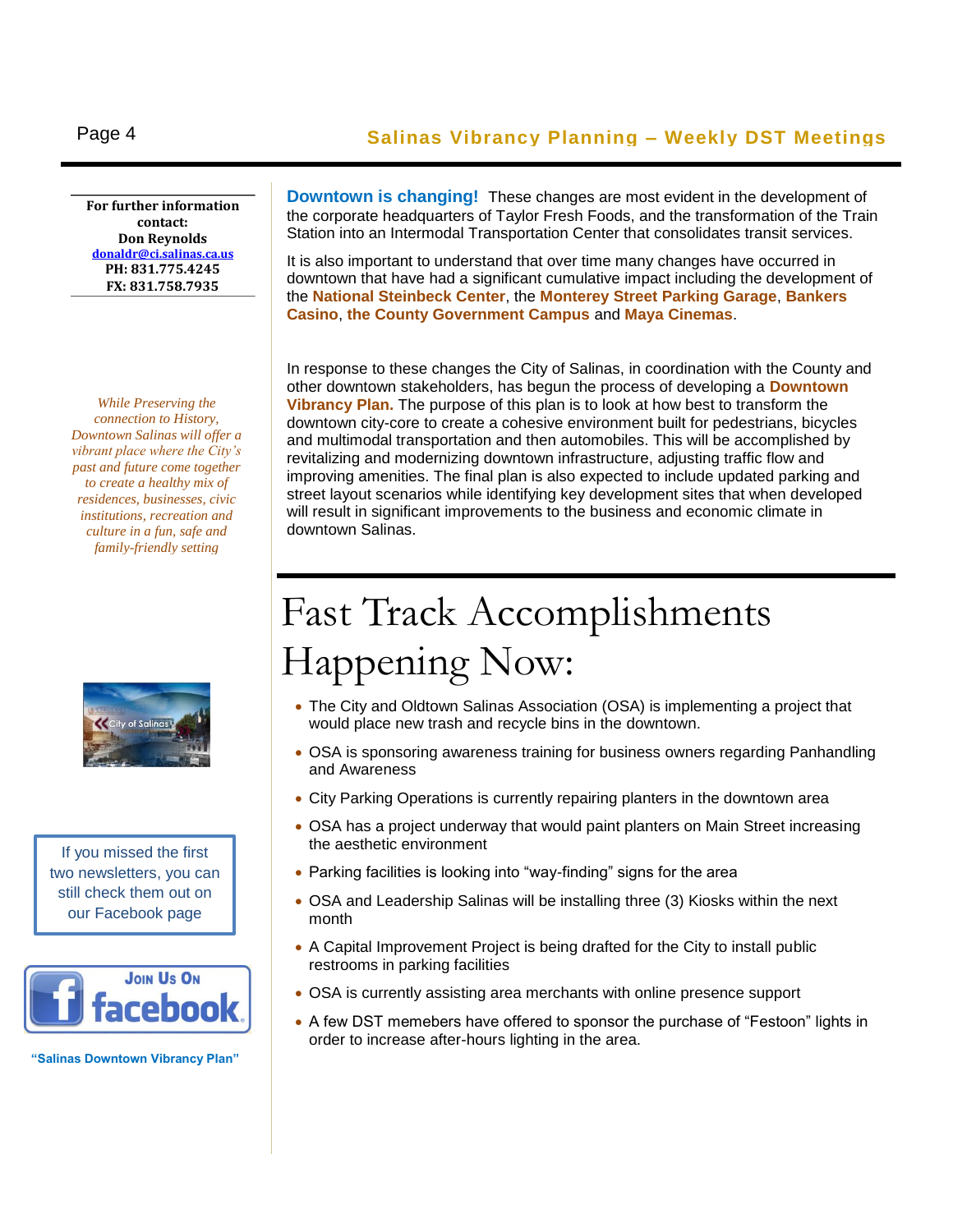**For further information contact:**
**Don Reynolds**
**donaldr@ci.salinas.ca.us**
**PH: 831.775.4245**
**FX: 831.758.7935**

*While Preserving the connection to History, Downtown Salinas will offer a vibrant place where the City's past and future come together to create a healthy mix of residences, businesses, civic institutions, recreation and culture in a fun, safe and family-friendly setting*

If you missed the first two newsletters, you can still check them out on our Facebook page

Join Us On facebook

**"Salinas Downtown Vibrancy Plan"**

**Downtown is changing!** These changes are most evident in the development of the corporate headquarters of Taylor Fresh Foods, and the transformation of the Train Station into an Intermodal Transportation Center that consolidates transit services.

It is also important to understand that over time many changes have occurred in downtown that have had a significant cumulative impact including the development of the **National Steinbeck Center**, the **Monterey Street Parking Garage**, **Bankers Casino**, **the County Government Campus** and **Maya Cinemas**.

In response to these changes the City of Salinas, in coordination with the County and other downtown stakeholders, has begun the process of developing a **Downtown Vibrancy Plan.** The purpose of this plan is to look at how best to transform the downtown city-core to create a cohesive environment built for pedestrians, bicycles and multimodal transportation and then automobiles. This will be accomplished by revitalizing and modernizing downtown infrastructure, adjusting traffic flow and improving amenities. The final plan is also expected to include updated parking and street layout scenarios while identifying key development sites that when developed will result in significant improvements to the business and economic climate in downtown Salinas.

# Fast Track Accomplishments Happening Now:

- The City and Oldtown Salinas Association (OSA) is implementing a project that would place new trash and recycle bins in the downtown.
- OSA is sponsoring awareness training for business owners regarding Panhandling and Awareness
- City Parking Operations is currently repairing planters in the downtown area
- OSA has a project underway that would paint planters on Main Street increasing the aesthetic environment
- Parking facilities is looking into "way-finding" signs for the area
- OSA and Leadership Salinas will be installing three (3) Kiosks within the next month
- A Capital Improvement Project is being drafted for the City to install public restrooms in parking facilities
- OSA is currently assisting area merchants with online presence support
- A few DST memebers have offered to sponsor the purchase of "Festoon" lights in order to increase after-hours lighting in the area.